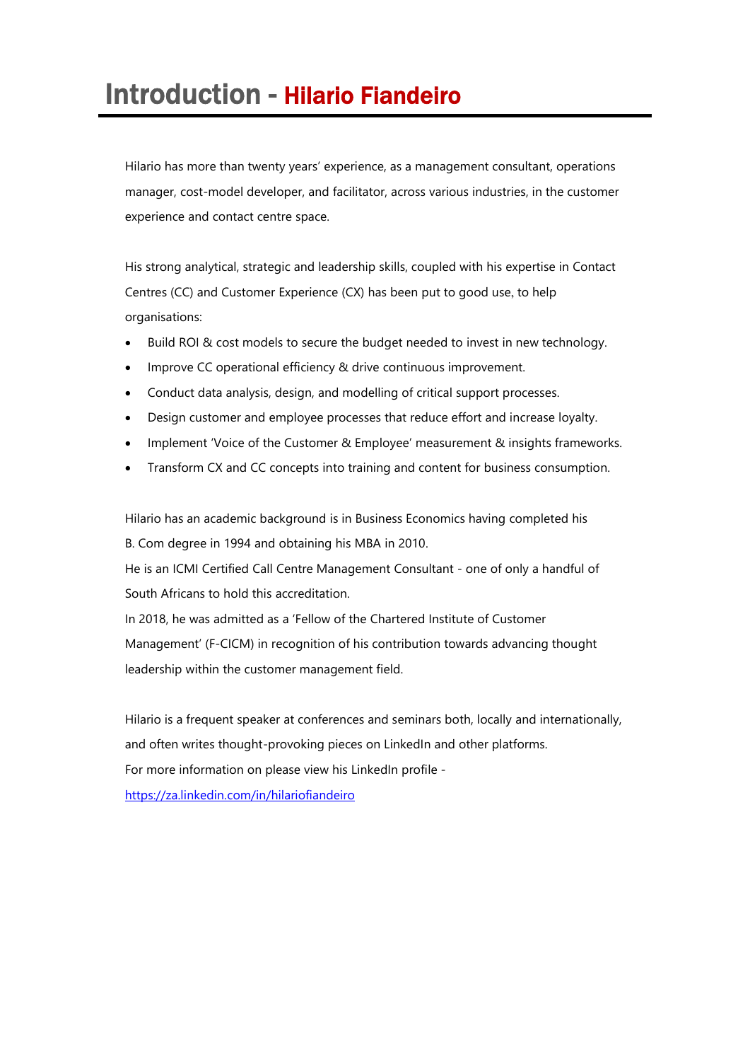# Introduction - Hilario Fiandeiro

Hilario has more than twenty years' experience, as a management consultant, operations manager, cost-model developer, and facilitator, across various industries, in the customer experience and contact centre space.

His strong analytical, strategic and leadership skills, coupled with his expertise in Contact Centres (CC) and Customer Experience (CX) has been put to good use, to help organisations:

- Build ROI & cost models to secure the budget needed to invest in new technology.
- Improve CC operational efficiency & drive continuous improvement.
- Conduct data analysis, design, and modelling of critical support processes.
- Design customer and employee processes that reduce effort and increase loyalty.
- Implement 'Voice of the Customer & Employee' measurement & insights frameworks.
- Transform CX and CC concepts into training and content for business consumption.

Hilario has an academic background is in Business Economics having completed his B. Com degree in 1994 and obtaining his MBA in 2010.
He is an ICMI Certified Call Centre Management Consultant - one of only a handful of South Africans to hold this accreditation.
In 2018, he was admitted as a 'Fellow of the Chartered Institute of Customer Management' (F-CICM) in recognition of his contribution towards advancing thought leadership within the customer management field.

Hilario is a frequent speaker at conferences and seminars both, locally and internationally, and often writes thought-provoking pieces on LinkedIn and other platforms.
For more information on please view his LinkedIn profile -
https://za.linkedin.com/in/hilariofiandeiro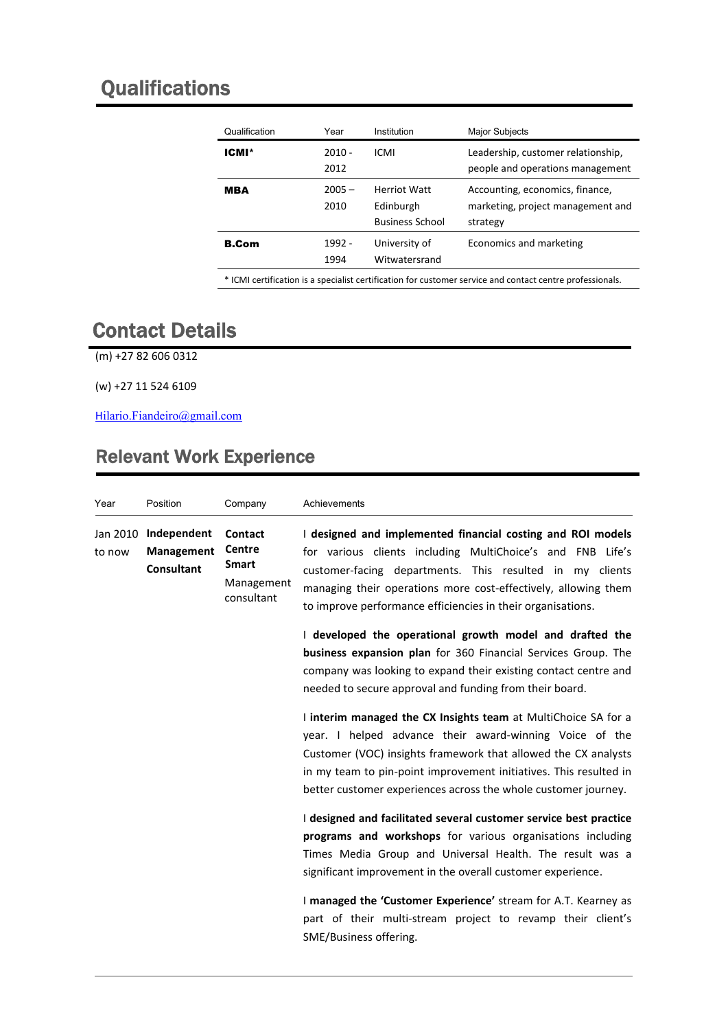## Qualifications

| Qualification | Year | Institution | Major Subjects |
|---|---|---|---|
| **ICMI*** | 2010 - 2012 | ICMI | Leadership, customer relationship, people and operations management |
| **MBA** | 2005 – 2010 | Herriot Watt Edinburgh Business School | Accounting, economics, finance, marketing, project management and strategy |
| **B.Com** | 1992 - 1994 | University of Witwatersrand | Economics and marketing |

* ICMI certification is a specialist certification for customer service and contact centre professionals.

## Contact Details

(m) +27 82 606 0312

(w) +27 11 524 6109

Hilario.Fiandeiro@gmail.com

## Relevant Work Experience

| Year | Position | Company | Achievements |
|---|---|---|---|
| Jan 2010 to now | **Independent Management Consultant** | **Contact Centre Smart** Management consultant | I **designed and implemented financial costing and ROI models** for various clients including MultiChoice's and FNB Life's customer-facing departments. This resulted in my clients managing their operations more cost-effectively, allowing them to improve performance efficiencies in their organisations.<br><br>I **developed the operational growth model and drafted the business expansion plan** for 360 Financial Services Group. The company was looking to expand their existing contact centre and needed to secure approval and funding from their board.<br><br>I **interim managed the CX Insights team** at MultiChoice SA for a year. I helped advance their award-winning Voice of the Customer (VOC) insights framework that allowed the CX analysts in my team to pin-point improvement initiatives. This resulted in better customer experiences across the whole customer journey.<br><br>I **designed and facilitated several customer service best practice programs and workshops** for various organisations including Times Media Group and Universal Health. The result was a significant improvement in the overall customer experience.<br><br>I **managed the 'Customer Experience'** stream for A.T. Kearney as part of their multi-stream project to revamp their client's SME/Business offering. |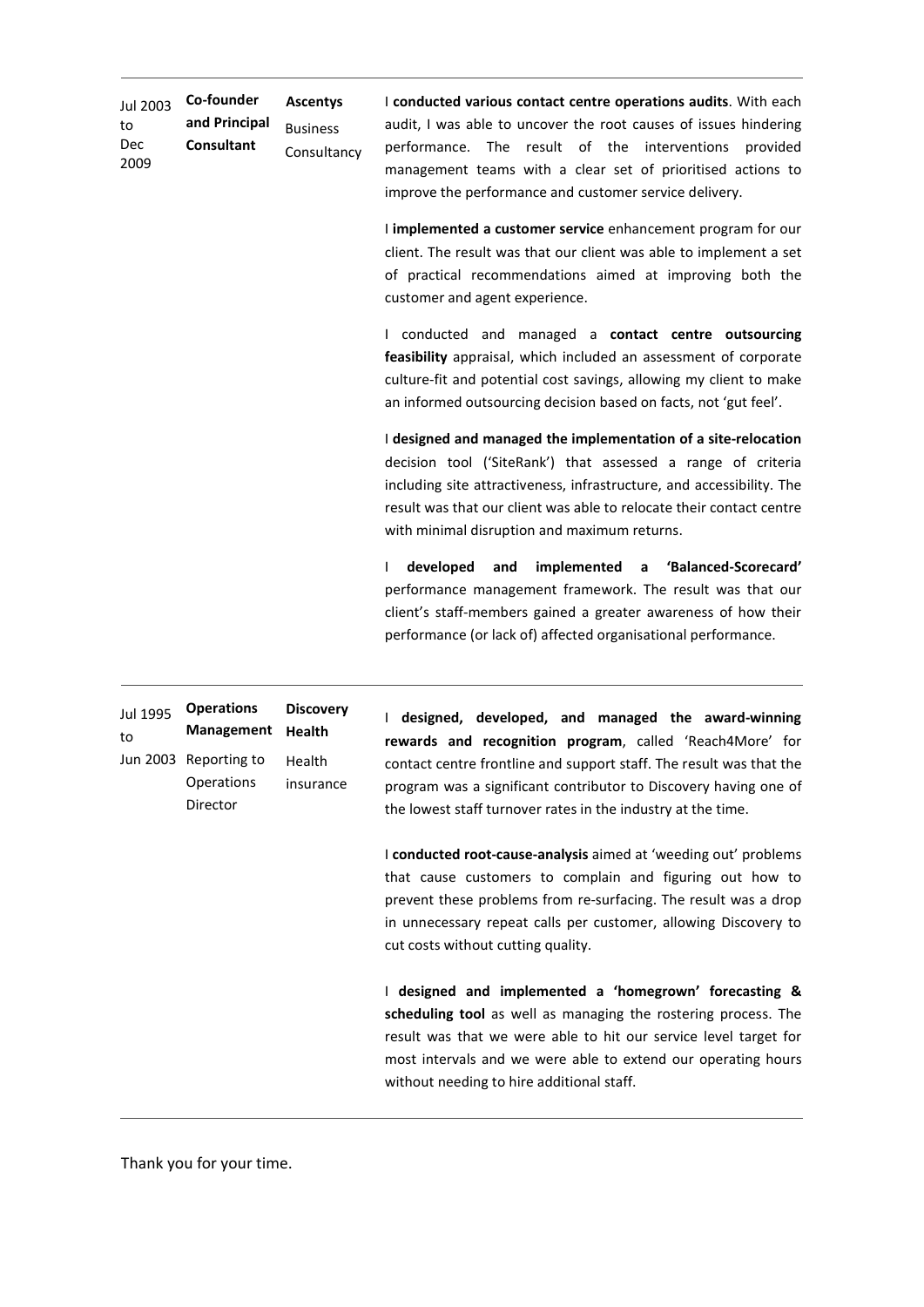| | | | |
|---|---|---|---|
| Jul 2003 to Dec 2009 | **Co-founder and Principal Consultant** | **Ascentys** Business Consultancy | I **conducted various contact centre operations audits**. With each audit, I was able to uncover the root causes of issues hindering performance. The result of the interventions provided management teams with a clear set of prioritised actions to improve the performance and customer service delivery.<br><br>I **implemented a customer service** enhancement program for our client. The result was that our client was able to implement a set of practical recommendations aimed at improving both the customer and agent experience.<br><br>I conducted and managed a **contact centre outsourcing feasibility** appraisal, which included an assessment of corporate culture-fit and potential cost savings, allowing my client to make an informed outsourcing decision based on facts, not 'gut feel'.<br><br>I **designed and managed the implementation of a site-relocation** decision tool ('SiteRank') that assessed a range of criteria including site attractiveness, infrastructure, and accessibility. The result was that our client was able to relocate their contact centre with minimal disruption and maximum returns.<br><br>I **developed and implemented a 'Balanced-Scorecard'** performance management framework. The result was that our client's staff-members gained a greater awareness of how their performance (or lack of) affected organisational performance. |
| Jul 1995 to Jun 2003 | **Operations Management** Reporting to Operations Director | **Discovery Health** Health insurance | I **designed, developed, and managed the award-winning rewards and recognition program**, called 'Reach4More' for contact centre frontline and support staff. The result was that the program was a significant contributor to Discovery having one of the lowest staff turnover rates in the industry at the time.<br><br>I **conducted root-cause-analysis** aimed at 'weeding out' problems that cause customers to complain and figuring out how to prevent these problems from re-surfacing. The result was a drop in unnecessary repeat calls per customer, allowing Discovery to cut costs without cutting quality.<br><br>I **designed and implemented a 'homegrown' forecasting & scheduling tool** as well as managing the rostering process. The result was that we were able to hit our service level target for most intervals and we were able to extend our operating hours without needing to hire additional staff. |

Thank you for your time.